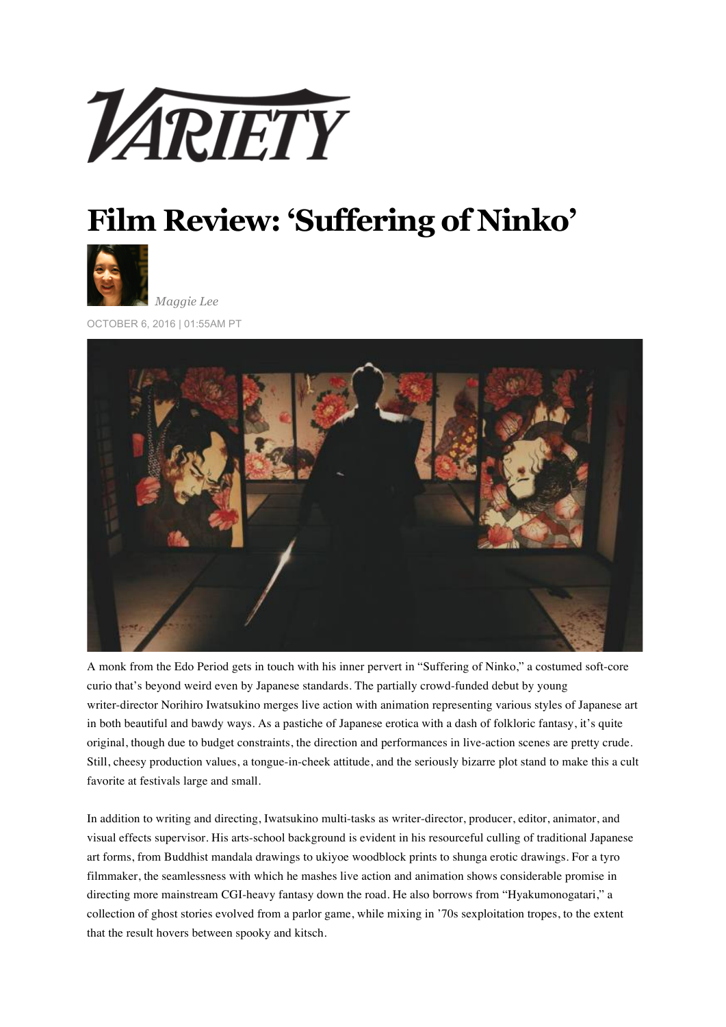VARIETY

# Film Review: 'Suffering of Ninko'

*Maggie Lee*

OCTOBER 6, 2016 | 01:55AM PT

A monk from the Edo Period gets in touch with his inner pervert in "Suffering of Ninko," a costumed soft-core curio that's beyond weird even by Japanese standards. The partially crowd-funded debut by young writer-director Norihiro Iwatsukino merges live action with animation representing various styles of Japanese art in both beautiful and bawdy ways. As a pastiche of Japanese erotica with a dash of folkloric fantasy, it's quite original, though due to budget constraints, the direction and performances in live-action scenes are pretty crude. Still, cheesy production values, a tongue-in-cheek attitude, and the seriously bizarre plot stand to make this a cult favorite at festivals large and small.

In addition to writing and directing, Iwatsukino multi-tasks as writer-director, producer, editor, animator, and visual effects supervisor. His arts-school background is evident in his resourceful culling of traditional Japanese art forms, from Buddhist mandala drawings to ukiyoe woodblock prints to shunga erotic drawings. For a tyro filmmaker, the seamlessness with which he mashes live action and animation shows considerable promise in directing more mainstream CGI-heavy fantasy down the road. He also borrows from "Hyakumonogatari," a collection of ghost stories evolved from a parlor game, while mixing in '70s sexploitation tropes, to the extent that the result hovers between spooky and kitsch.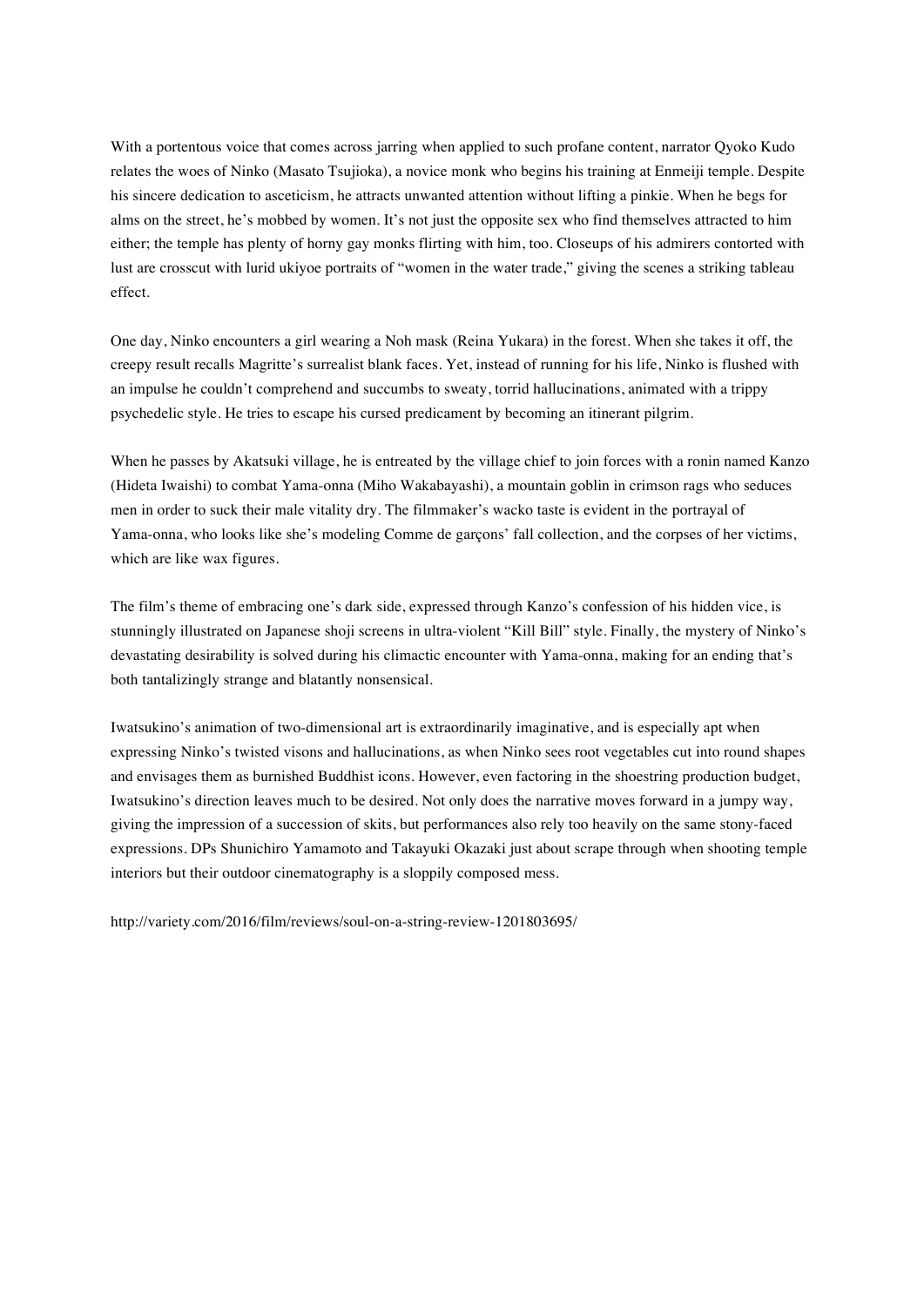With a portentous voice that comes across jarring when applied to such profane content, narrator Qyoko Kudo relates the woes of Ninko (Masato Tsujioka), a novice monk who begins his training at Enmeiji temple. Despite his sincere dedication to asceticism, he attracts unwanted attention without lifting a pinkie. When he begs for alms on the street, he's mobbed by women. It's not just the opposite sex who find themselves attracted to him either; the temple has plenty of horny gay monks flirting with him, too. Closeups of his admirers contorted with lust are crosscut with lurid ukiyoe portraits of "women in the water trade," giving the scenes a striking tableau effect.

One day, Ninko encounters a girl wearing a Noh mask (Reina Yukara) in the forest. When she takes it off, the creepy result recalls Magritte's surrealist blank faces. Yet, instead of running for his life, Ninko is flushed with an impulse he couldn't comprehend and succumbs to sweaty, torrid hallucinations, animated with a trippy psychedelic style. He tries to escape his cursed predicament by becoming an itinerant pilgrim.

When he passes by Akatsuki village, he is entreated by the village chief to join forces with a ronin named Kanzo (Hideta Iwaishi) to combat Yama-onna (Miho Wakabayashi), a mountain goblin in crimson rags who seduces men in order to suck their male vitality dry. The filmmaker's wacko taste is evident in the portrayal of Yama-onna, who looks like she's modeling Comme de garçons' fall collection, and the corpses of her victims, which are like wax figures.

The film's theme of embracing one's dark side, expressed through Kanzo's confession of his hidden vice, is stunningly illustrated on Japanese shoji screens in ultra-violent "Kill Bill" style. Finally, the mystery of Ninko's devastating desirability is solved during his climactic encounter with Yama-onna, making for an ending that's both tantalizingly strange and blatantly nonsensical.

Iwatsukino's animation of two-dimensional art is extraordinarily imaginative, and is especially apt when expressing Ninko's twisted visons and hallucinations, as when Ninko sees root vegetables cut into round shapes and envisages them as burnished Buddhist icons. However, even factoring in the shoestring production budget, Iwatsukino's direction leaves much to be desired. Not only does the narrative moves forward in a jumpy way, giving the impression of a succession of skits, but performances also rely too heavily on the same stony-faced expressions. DPs Shunichiro Yamamoto and Takayuki Okazaki just about scrape through when shooting temple interiors but their outdoor cinematography is a sloppily composed mess.

http://variety.com/2016/film/reviews/soul-on-a-string-review-1201803695/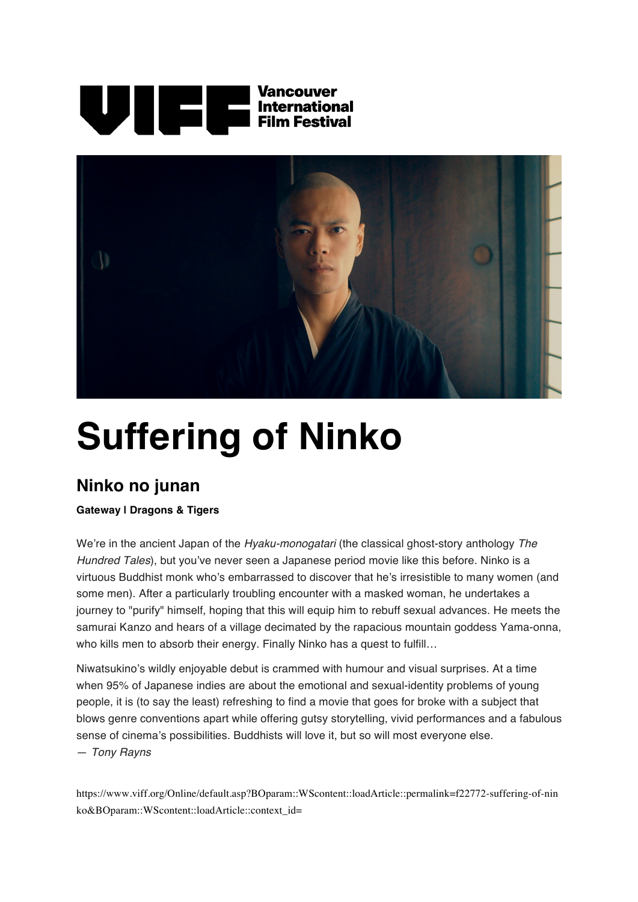VIFF Vancouver International Film Festival

# Suffering of Ninko

## Ninko no junan

**Gateway | Dragons & Tigers**

We're in the ancient Japan of the *Hyaku-monogatari* (the classical ghost-story anthology *The Hundred Tales*), but you've never seen a Japanese period movie like this before. Ninko is a virtuous Buddhist monk who's embarrassed to discover that he's irresistible to many women (and some men). After a particularly troubling encounter with a masked woman, he undertakes a journey to "purify" himself, hoping that this will equip him to rebuff sexual advances. He meets the samurai Kanzo and hears of a village decimated by the rapacious mountain goddess Yama-onna, who kills men to absorb their energy. Finally Ninko has a quest to fulfill…

Niwatsukino's wildly enjoyable debut is crammed with humour and visual surprises. At a time when 95% of Japanese indies are about the emotional and sexual-identity problems of young people, it is (to say the least) refreshing to find a movie that goes for broke with a subject that blows genre conventions apart while offering gutsy storytelling, vivid performances and a fabulous sense of cinema's possibilities. Buddhists will love it, but so will most everyone else.
— *Tony Rayns*

https://www.viff.org/Online/default.asp?BOparam::WScontent::loadArticle::permalink=f22772-suffering-of-ninko&BOparam::WScontent::loadArticle::context_id=